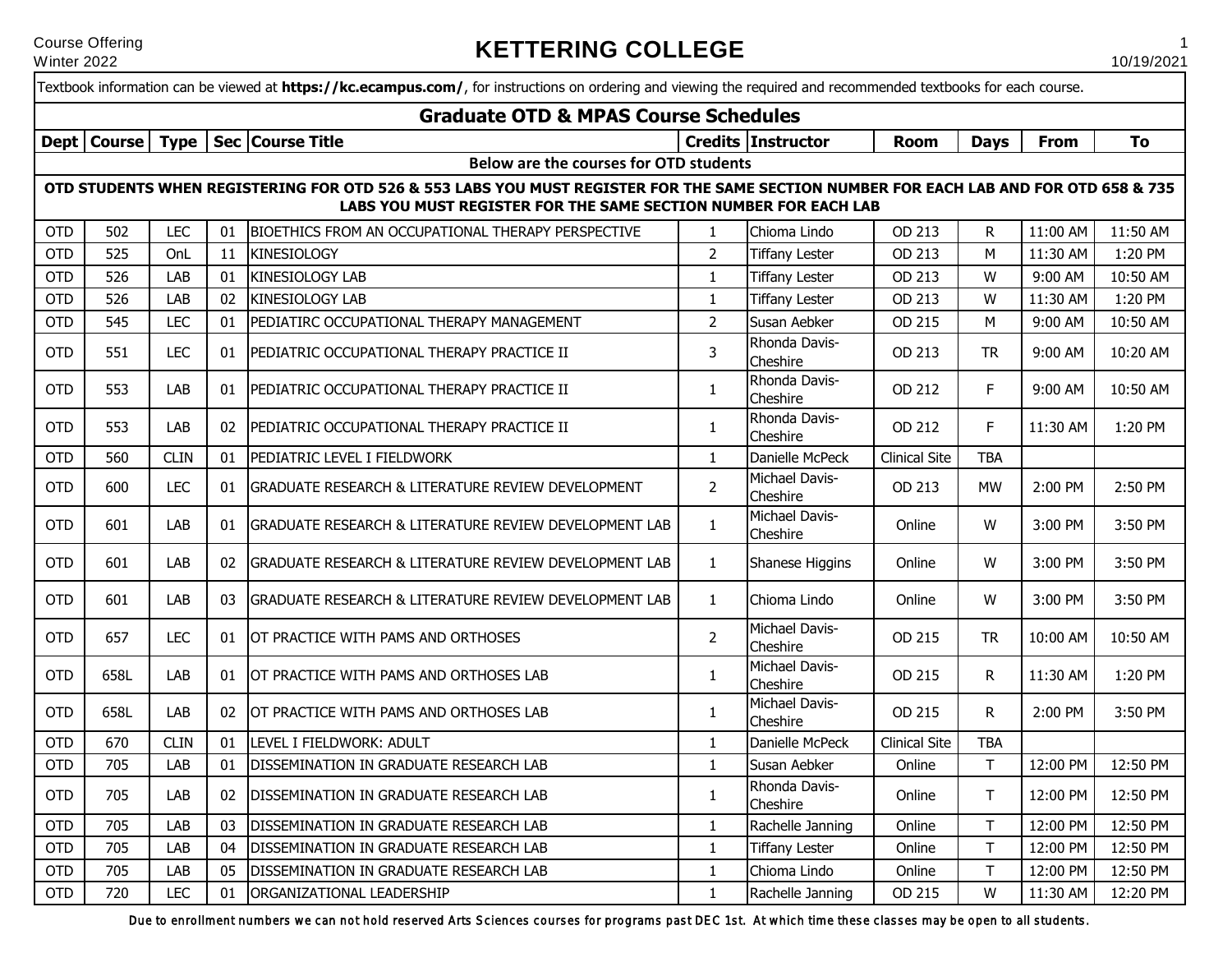Course Offering
Winter 2022

# KETTERING COLLEGE

Textbook information can be viewed at **https://kc.ecampus.com/**, for instructions on ordering and viewing the required and recommended textbooks for each course.

## Graduate OTD & MPAS Course Schedules

| Dept | Course | Type | Sec | Course Title | Credits | Instructor | Room | Days | From | To |
|---|---|---|---|---|---|---|---|---|---|---|
| **Below are the courses for OTD students** | | | | | | | | | | |
| **OTD STUDENTS WHEN REGISTERING FOR OTD 526 & 553 LABS YOU MUST REGISTER FOR THE SAME SECTION NUMBER FOR EACH LAB AND FOR OTD 658 & 735 LABS YOU MUST REGISTER FOR THE SAME SECTION NUMBER FOR EACH LAB** | | | | | | | | | | |
| OTD | 502 | LEC | 01 | BIOETHICS FROM AN OCCUPATIONAL THERAPY PERSPECTIVE | 1 | Chioma Lindo | OD 213 | R | 11:00 AM | 11:50 AM |
| OTD | 525 | OnL | 11 | KINESIOLOGY | 2 | Tiffany Lester | OD 213 | M | 11:30 AM | 1:20 PM |
| OTD | 526 | LAB | 01 | KINESIOLOGY LAB | 1 | Tiffany Lester | OD 213 | W | 9:00 AM | 10:50 AM |
| OTD | 526 | LAB | 02 | KINESIOLOGY LAB | 1 | Tiffany Lester | OD 213 | W | 11:30 AM | 1:20 PM |
| OTD | 545 | LEC | 01 | PEDIATIRC OCCUPATIONAL THERAPY MANAGEMENT | 2 | Susan Aebker | OD 215 | M | 9:00 AM | 10:50 AM |
| OTD | 551 | LEC | 01 | PEDIATRIC OCCUPATIONAL THERAPY PRACTICE II | 3 | Rhonda Davis-Cheshire | OD 213 | TR | 9:00 AM | 10:20 AM |
| OTD | 553 | LAB | 01 | PEDIATRIC OCCUPATIONAL THERAPY PRACTICE II | 1 | Rhonda Davis-Cheshire | OD 212 | F | 9:00 AM | 10:50 AM |
| OTD | 553 | LAB | 02 | PEDIATRIC OCCUPATIONAL THERAPY PRACTICE II | 1 | Rhonda Davis-Cheshire | OD 212 | F | 11:30 AM | 1:20 PM |
| OTD | 560 | CLIN | 01 | PEDIATRIC LEVEL I FIELDWORK | 1 | Danielle McPeck | Clinical Site | TBA | | |
| OTD | 600 | LEC | 01 | GRADUATE RESEARCH & LITERATURE REVIEW DEVELOPMENT | 2 | Michael Davis-Cheshire | OD 213 | MW | 2:00 PM | 2:50 PM |
| OTD | 601 | LAB | 01 | GRADUATE RESEARCH & LITERATURE REVIEW DEVELOPMENT LAB | 1 | Michael Davis-Cheshire | Online | W | 3:00 PM | 3:50 PM |
| OTD | 601 | LAB | 02 | GRADUATE RESEARCH & LITERATURE REVIEW DEVELOPMENT LAB | 1 | Shanese Higgins | Online | W | 3:00 PM | 3:50 PM |
| OTD | 601 | LAB | 03 | GRADUATE RESEARCH & LITERATURE REVIEW DEVELOPMENT LAB | 1 | Chioma Lindo | Online | W | 3:00 PM | 3:50 PM |
| OTD | 657 | LEC | 01 | OT PRACTICE WITH PAMS AND ORTHOSES | 2 | Michael Davis-Cheshire | OD 215 | TR | 10:00 AM | 10:50 AM |
| OTD | 658L | LAB | 01 | OT PRACTICE WITH PAMS AND ORTHOSES LAB | 1 | Michael Davis-Cheshire | OD 215 | R | 11:30 AM | 1:20 PM |
| OTD | 658L | LAB | 02 | OT PRACTICE WITH PAMS AND ORTHOSES LAB | 1 | Michael Davis-Cheshire | OD 215 | R | 2:00 PM | 3:50 PM |
| OTD | 670 | CLIN | 01 | LEVEL I FIELDWORK: ADULT | 1 | Danielle McPeck | Clinical Site | TBA | | |
| OTD | 705 | LAB | 01 | DISSEMINATION IN GRADUATE RESEARCH LAB | 1 | Susan Aebker | Online | T | 12:00 PM | 12:50 PM |
| OTD | 705 | LAB | 02 | DISSEMINATION IN GRADUATE RESEARCH LAB | 1 | Rhonda Davis-Cheshire | Online | T | 12:00 PM | 12:50 PM |
| OTD | 705 | LAB | 03 | DISSEMINATION IN GRADUATE RESEARCH LAB | 1 | Rachelle Janning | Online | T | 12:00 PM | 12:50 PM |
| OTD | 705 | LAB | 04 | DISSEMINATION IN GRADUATE RESEARCH LAB | 1 | Tiffany Lester | Online | T | 12:00 PM | 12:50 PM |
| OTD | 705 | LAB | 05 | DISSEMINATION IN GRADUATE RESEARCH LAB | 1 | Chioma Lindo | Online | T | 12:00 PM | 12:50 PM |
| OTD | 720 | LEC | 01 | ORGANIZATIONAL LEADERSHIP | 1 | Rachelle Janning | OD 215 | W | 11:30 AM | 12:20 PM |

Due to enrollment numbers we can not hold reserved Arts Sciences courses for programs past DEC 1st. At which time these classes may be open to all students.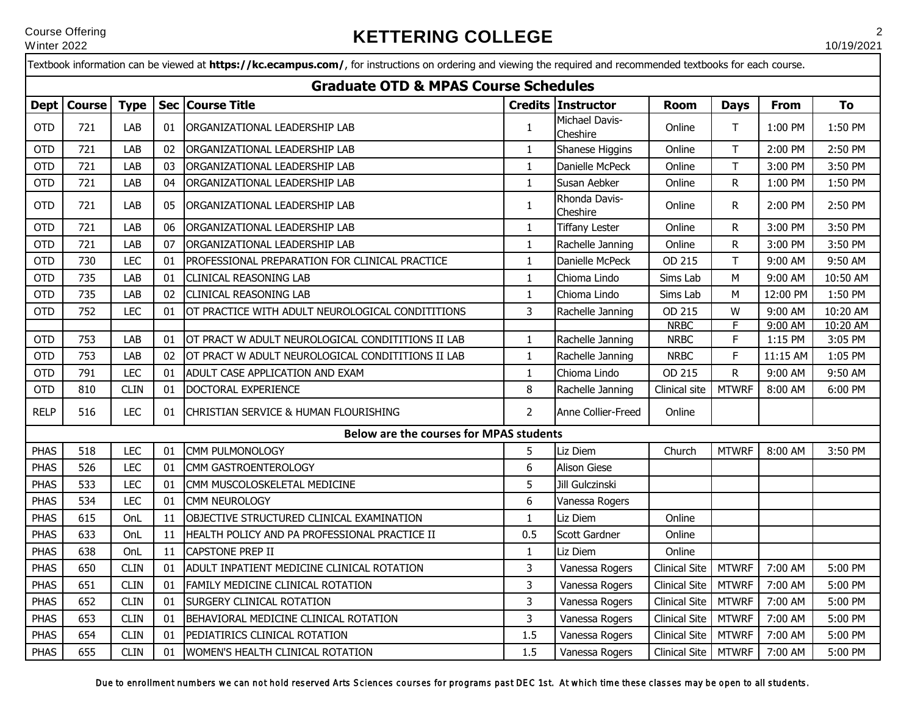Textbook information can be viewed at **https://kc.ecampus.com/**, for instructions on ordering and viewing the required and recommended textbooks for each course.

## Graduate OTD & MPAS Course Schedules

| Dept | Course | Type | Sec | Course Title | Credits | Instructor | Room | Days | From | To |
|---|---|---|---|---|---|---|---|---|---|---|
| OTD | 721 | LAB | 01 | ORGANIZATIONAL LEADERSHIP LAB | 1 | Michael Davis-Cheshire | Online | T | 1:00 PM | 1:50 PM |
| OTD | 721 | LAB | 02 | ORGANIZATIONAL LEADERSHIP LAB | 1 | Shanese Higgins | Online | T | 2:00 PM | 2:50 PM |
| OTD | 721 | LAB | 03 | ORGANIZATIONAL LEADERSHIP LAB | 1 | Danielle McPeck | Online | T | 3:00 PM | 3:50 PM |
| OTD | 721 | LAB | 04 | ORGANIZATIONAL LEADERSHIP LAB | 1 | Susan Aebker | Online | R | 1:00 PM | 1:50 PM |
| OTD | 721 | LAB | 05 | ORGANIZATIONAL LEADERSHIP LAB | 1 | Rhonda Davis-Cheshire | Online | R | 2:00 PM | 2:50 PM |
| OTD | 721 | LAB | 06 | ORGANIZATIONAL LEADERSHIP LAB | 1 | Tiffany Lester | Online | R | 3:00 PM | 3:50 PM |
| OTD | 721 | LAB | 07 | ORGANIZATIONAL LEADERSHIP LAB | 1 | Rachelle Janning | Online | R | 3:00 PM | 3:50 PM |
| OTD | 730 | LEC | 01 | PROFESSIONAL PREPARATION FOR CLINICAL PRACTICE | 1 | Danielle McPeck | OD 215 | T | 9:00 AM | 9:50 AM |
| OTD | 735 | LAB | 01 | CLINICAL REASONING LAB | 1 | Chioma Lindo | Sims Lab | M | 9:00 AM | 10:50 AM |
| OTD | 735 | LAB | 02 | CLINICAL REASONING LAB | 1 | Chioma Lindo | Sims Lab | M | 12:00 PM | 1:50 PM |
| OTD | 752 | LEC | 01 | OT PRACTICE WITH ADULT NEUROLOGICAL CONDITITIONS | 3 | Rachelle Janning | OD 215 | W | 9:00 AM | 10:20 AM |
| | | | | | | | NRBC | F | 9:00 AM | 10:20 AM |
| OTD | 753 | LAB | 01 | OT PRACT W ADULT NEUROLOGICAL CONDITITIONS II LAB | 1 | Rachelle Janning | NRBC | F | 1:15 PM | 3:05 PM |
| OTD | 753 | LAB | 02 | OT PRACT W ADULT NEUROLOGICAL CONDITITIONS II LAB | 1 | Rachelle Janning | NRBC | F | 11:15 AM | 1:05 PM |
| OTD | 791 | LEC | 01 | ADULT CASE APPLICATION AND EXAM | 1 | Chioma Lindo | OD 215 | R | 9:00 AM | 9:50 AM |
| OTD | 810 | CLIN | 01 | DOCTORAL EXPERIENCE | 8 | Rachelle Janning | Clinical site | MTWRF | 8:00 AM | 6:00 PM |
| RELP | 516 | LEC | 01 | CHRISTIAN SERVICE & HUMAN FLOURISHING | 2 | Anne Collier-Freed | Online | | | |
| **Below are the courses for MPAS students** | | | | | | | | | | |
| PHAS | 518 | LEC | 01 | CMM PULMONOLOGY | 5 | Liz Diem | Church | MTWRF | 8:00 AM | 3:50 PM |
| PHAS | 526 | LEC | 01 | CMM GASTROENTEROLOGY | 6 | Alison Giese | | | | |
| PHAS | 533 | LEC | 01 | CMM MUSCOLOSKELETAL MEDICINE | 5 | Jill Gulczinski | | | | |
| PHAS | 534 | LEC | 01 | CMM NEUROLOGY | 6 | Vanessa Rogers | | | | |
| PHAS | 615 | OnL | 11 | OBJECTIVE STRUCTURED CLINICAL EXAMINATION | 1 | Liz Diem | Online | | | |
| PHAS | 633 | OnL | 11 | HEALTH POLICY AND PA PROFESSIONAL PRACTICE II | 0.5 | Scott Gardner | Online | | | |
| PHAS | 638 | OnL | 11 | CAPSTONE PREP II | 1 | Liz Diem | Online | | | |
| PHAS | 650 | CLIN | 01 | ADULT INPATIENT MEDICINE CLINICAL ROTATION | 3 | Vanessa Rogers | Clinical Site | MTWRF | 7:00 AM | 5:00 PM |
| PHAS | 651 | CLIN | 01 | FAMILY MEDICINE CLINICAL ROTATION | 3 | Vanessa Rogers | Clinical Site | MTWRF | 7:00 AM | 5:00 PM |
| PHAS | 652 | CLIN | 01 | SURGERY CLINICAL ROTATION | 3 | Vanessa Rogers | Clinical Site | MTWRF | 7:00 AM | 5:00 PM |
| PHAS | 653 | CLIN | 01 | BEHAVIORAL MEDICINE CLINICAL ROTATION | 3 | Vanessa Rogers | Clinical Site | MTWRF | 7:00 AM | 5:00 PM |
| PHAS | 654 | CLIN | 01 | PEDIATIRICS CLINICAL ROTATION | 1.5 | Vanessa Rogers | Clinical Site | MTWRF | 7:00 AM | 5:00 PM |
| PHAS | 655 | CLIN | 01 | WOMEN'S HEALTH CLINICAL ROTATION | 1.5 | Vanessa Rogers | Clinical Site | MTWRF | 7:00 AM | 5:00 PM |

Due to enrollment numbers we can not hold reserved Arts Sciences courses for programs past DEC 1st. At which time these classes may be open to all students.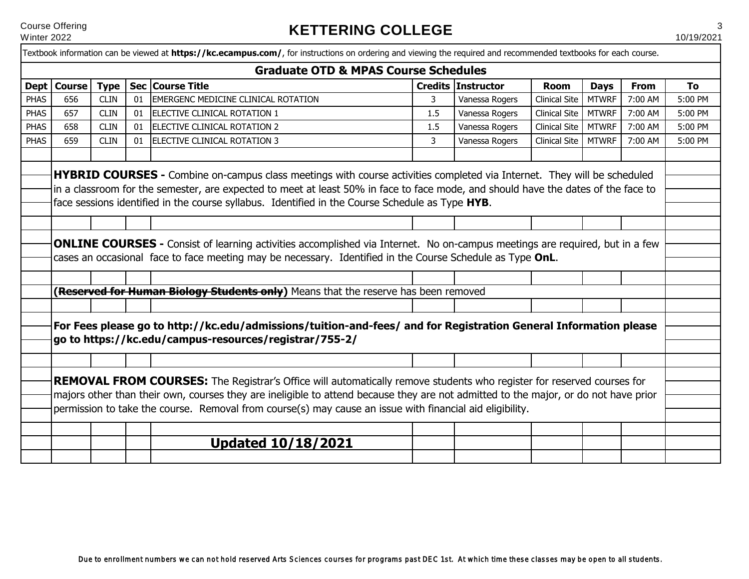Textbook information can be viewed at **https://kc.ecampus.com/**, for instructions on ordering and viewing the required and recommended textbooks for each course.

## Graduate OTD & MPAS Course Schedules

| Dept | Course | Type | Sec | Course Title | Credits | Instructor | Room | Days | From | To |
|---|---|---|---|---|---|---|---|---|---|---|
| PHAS | 656 | CLIN | 01 | EMERGENC MEDICINE CLINICAL ROTATION | 3 | Vanessa Rogers | Clinical Site | MTWRF | 7:00 AM | 5:00 PM |
| PHAS | 657 | CLIN | 01 | ELECTIVE CLINICAL ROTATION 1 | 1.5 | Vanessa Rogers | Clinical Site | MTWRF | 7:00 AM | 5:00 PM |
| PHAS | 658 | CLIN | 01 | ELECTIVE CLINICAL ROTATION 2 | 1.5 | Vanessa Rogers | Clinical Site | MTWRF | 7:00 AM | 5:00 PM |
| PHAS | 659 | CLIN | 01 | ELECTIVE CLINICAL ROTATION 3 | 3 | Vanessa Rogers | Clinical Site | MTWRF | 7:00 AM | 5:00 PM |

**HYBRID COURSES -** Combine on-campus class meetings with course activities completed via Internet. They will be scheduled in a classroom for the semester, are expected to meet at least 50% in face to face mode, and should have the dates of the face to face sessions identified in the course syllabus. Identified in the Course Schedule as Type **HYB**.

**ONLINE COURSES -** Consist of learning activities accomplished via Internet. No on-campus meetings are required, but in a few cases an occasional face to face meeting may be necessary. Identified in the Course Schedule as Type **OnL**.

**(~~Reserved for Human Biology Students only~~)** Means that the reserve has been removed

**For Fees please go to http://kc.edu/admissions/tuition-and-fees/ and for Registration General Information please go to https://kc.edu/campus-resources/registrar/755-2/**

**REMOVAL FROM COURSES:** The Registrar's Office will automatically remove students who register for reserved courses for majors other than their own, courses they are ineligible to attend because they are not admitted to the major, or do not have prior permission to take the course. Removal from course(s) may cause an issue with financial aid eligibility.

**Updated 10/18/2021**

Due to enrollment numbers we can not hold reserved Arts Sciences courses for programs past DEC 1st. At which time these classes may be open to all students.